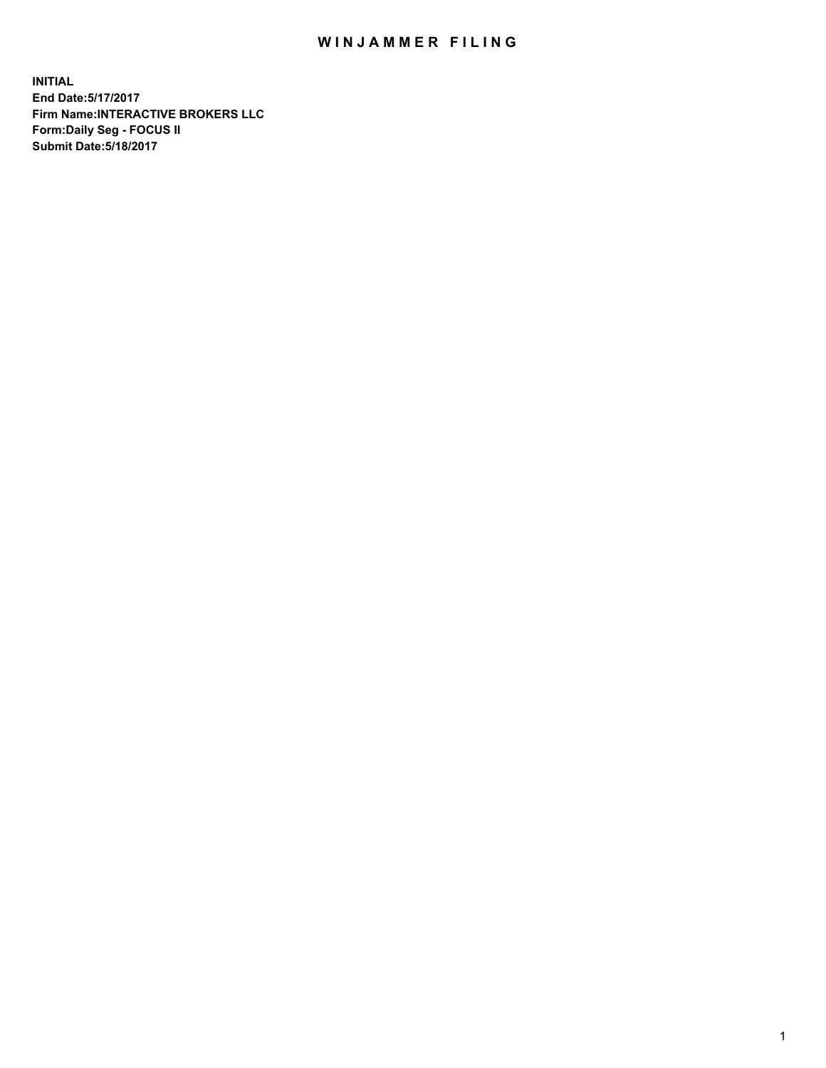# WINJAMMER FILING

**INITIAL**
**End Date:5/17/2017**
**Firm Name:INTERACTIVE BROKERS LLC**
**Form:Daily Seg - FOCUS II**
**Submit Date:5/18/2017**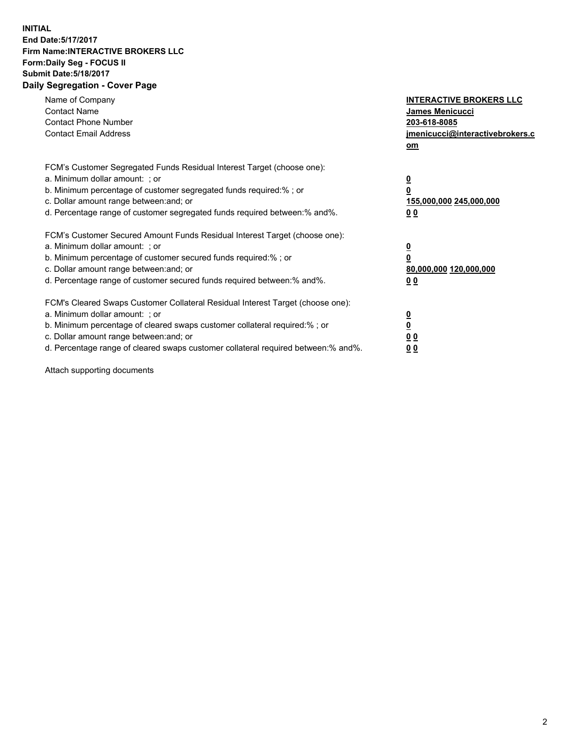**INITIAL**
**End Date:5/17/2017**
**Firm Name:INTERACTIVE BROKERS LLC**
**Form:Daily Seg - FOCUS II**
**Submit Date:5/18/2017**
**Daily Segregation - Cover Page**

| | |
|---|---|
| Name of Company | **INTERACTIVE BROKERS LLC** |
| Contact Name | **James Menicucci** |
| Contact Phone Number | **203-618-8085** |
| Contact Email Address | **jmenicucci@interactivebrokers.com** |

FCM's Customer Segregated Funds Residual Interest Target (choose one):

| | |
|---|---|
| a. Minimum dollar amount: ; or | **0** |
| b. Minimum percentage of customer segregated funds required:% ; or | **0** |
| c. Dollar amount range between:and; or | **155,000,000 245,000,000** |
| d. Percentage range of customer segregated funds required between:% and%. | **0 0** |

FCM's Customer Secured Amount Funds Residual Interest Target (choose one):

| | |
|---|---|
| a. Minimum dollar amount: ; or | **0** |
| b. Minimum percentage of customer secured funds required:% ; or | **0** |
| c. Dollar amount range between:and; or | **80,000,000 120,000,000** |
| d. Percentage range of customer secured funds required between:% and%. | **0 0** |

FCM's Cleared Swaps Customer Collateral Residual Interest Target (choose one):

| | |
|---|---|
| a. Minimum dollar amount: ; or | **0** |
| b. Minimum percentage of cleared swaps customer collateral required:% ; or | **0** |
| c. Dollar amount range between:and; or | **0 0** |
| d. Percentage range of cleared swaps customer collateral required between:% and%. | **0 0** |

Attach supporting documents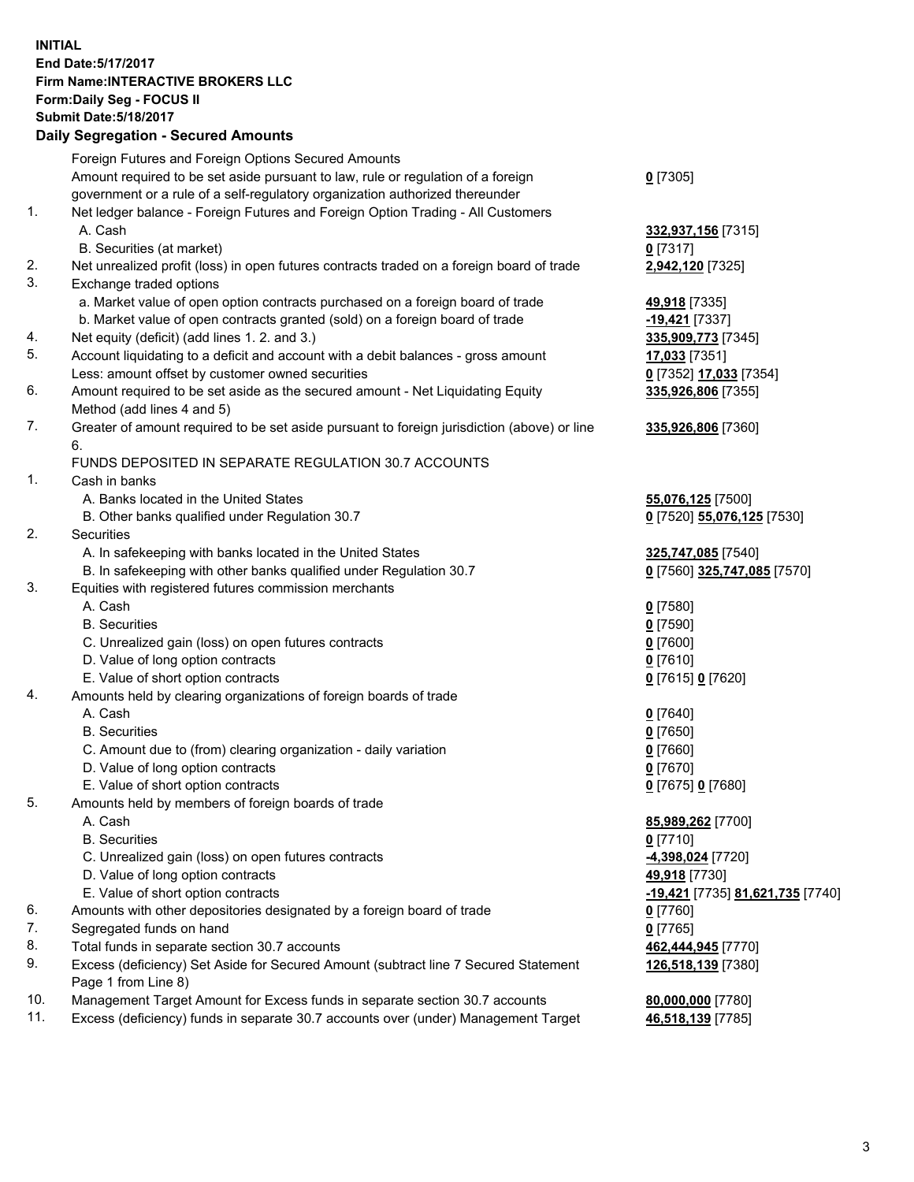**INITIAL**
**End Date:5/17/2017**
**Firm Name:INTERACTIVE BROKERS LLC**
**Form:Daily Seg - FOCUS II**
**Submit Date:5/18/2017**

## Daily Segregation - Secured Amounts

| | | |
|---|---|---|
| | Foreign Futures and Foreign Options Secured Amounts | |
| | Amount required to be set aside pursuant to law, rule or regulation of a foreign government or a rule of a self-regulatory organization authorized thereunder | **0** [7305] |
| 1. | Net ledger balance - Foreign Futures and Foreign Option Trading - All Customers | |
| | A. Cash | **332,937,156** [7315] |
| | B. Securities (at market) | **0** [7317] |
| 2. | Net unrealized profit (loss) in open futures contracts traded on a foreign board of trade | **2,942,120** [7325] |
| 3. | Exchange traded options | |
| | a. Market value of open option contracts purchased on a foreign board of trade | **49,918** [7335] |
| | b. Market value of open contracts granted (sold) on a foreign board of trade | **-19,421** [7337] |
| 4. | Net equity (deficit) (add lines 1. 2. and 3.) | **335,909,773** [7345] |
| 5. | Account liquidating to a deficit and account with a debit balances - gross amount | **17,033** [7351] |
| | Less: amount offset by customer owned securities | **0** [7352] **17,033** [7354] |
| 6. | Amount required to be set aside as the secured amount - Net Liquidating Equity Method (add lines 4 and 5) | **335,926,806** [7355] |
| 7. | Greater of amount required to be set aside pursuant to foreign jurisdiction (above) or line 6. | **335,926,806** [7360] |
| | FUNDS DEPOSITED IN SEPARATE REGULATION 30.7 ACCOUNTS | |
| 1. | Cash in banks | |
| | A. Banks located in the United States | **55,076,125** [7500] |
| | B. Other banks qualified under Regulation 30.7 | **0** [7520] **55,076,125** [7530] |
| 2. | Securities | |
| | A. In safekeeping with banks located in the United States | **325,747,085** [7540] |
| | B. In safekeeping with other banks qualified under Regulation 30.7 | **0** [7560] **325,747,085** [7570] |
| 3. | Equities with registered futures commission merchants | |
| | A. Cash | **0** [7580] |
| | B. Securities | **0** [7590] |
| | C. Unrealized gain (loss) on open futures contracts | **0** [7600] |
| | D. Value of long option contracts | **0** [7610] |
| | E. Value of short option contracts | **0** [7615] **0** [7620] |
| 4. | Amounts held by clearing organizations of foreign boards of trade | |
| | A. Cash | **0** [7640] |
| | B. Securities | **0** [7650] |
| | C. Amount due to (from) clearing organization - daily variation | **0** [7660] |
| | D. Value of long option contracts | **0** [7670] |
| | E. Value of short option contracts | **0** [7675] **0** [7680] |
| 5. | Amounts held by members of foreign boards of trade | |
| | A. Cash | **85,989,262** [7700] |
| | B. Securities | **0** [7710] |
| | C. Unrealized gain (loss) on open futures contracts | **-4,398,024** [7720] |
| | D. Value of long option contracts | **49,918** [7730] |
| | E. Value of short option contracts | **-19,421** [7735] **81,621,735** [7740] |
| 6. | Amounts with other depositories designated by a foreign board of trade | **0** [7760] |
| 7. | Segregated funds on hand | **0** [7765] |
| 8. | Total funds in separate section 30.7 accounts | **462,444,945** [7770] |
| 9. | Excess (deficiency) Set Aside for Secured Amount (subtract line 7 Secured Statement Page 1 from Line 8) | **126,518,139** [7380] |
| 10. | Management Target Amount for Excess funds in separate section 30.7 accounts | **80,000,000** [7780] |
| 11. | Excess (deficiency) funds in separate 30.7 accounts over (under) Management Target | **46,518,139** [7785] |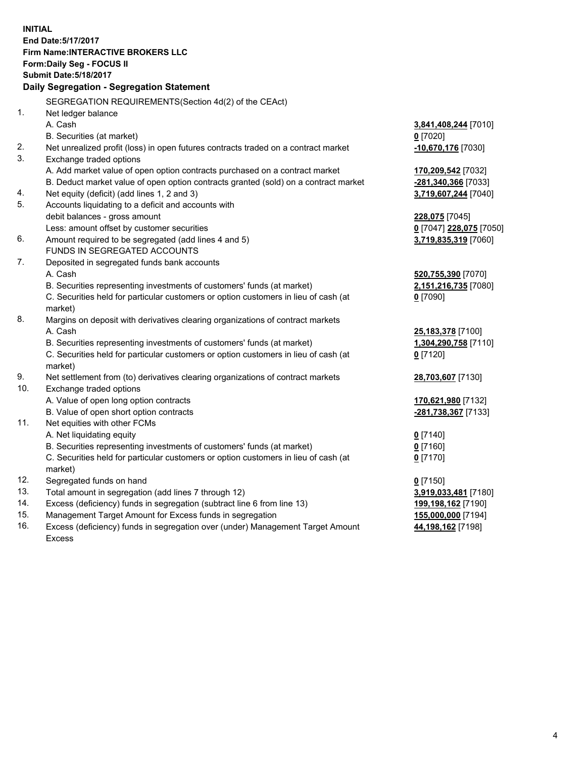**INITIAL**
**End Date:5/17/2017**
**Firm Name:INTERACTIVE BROKERS LLC**
**Form:Daily Seg - FOCUS II**
**Submit Date:5/18/2017**

### Daily Segregation - Segregation Statement

| | | |
|---|---|---|
| | SEGREGATION REQUIREMENTS(Section 4d(2) of the CEAct) | |
| 1. | Net ledger balance | |
| | A. Cash | **3,841,408,244** [7010] |
| | B. Securities (at market) | **0** [7020] |
| 2. | Net unrealized profit (loss) in open futures contracts traded on a contract market | **-10,670,176** [7030] |
| 3. | Exchange traded options | |
| | A. Add market value of open option contracts purchased on a contract market | **170,209,542** [7032] |
| | B. Deduct market value of open option contracts granted (sold) on a contract market | **-281,340,366** [7033] |
| 4. | Net equity (deficit) (add lines 1, 2 and 3) | **3,719,607,244** [7040] |
| 5. | Accounts liquidating to a deficit and accounts with debit balances - gross amount | **228,075** [7045] |
| | Less: amount offset by customer securities | **0** [7047] **228,075** [7050] |
| 6. | Amount required to be segregated (add lines 4 and 5) | **3,719,835,319** [7060] |
| | FUNDS IN SEGREGATED ACCOUNTS | |
| 7. | Deposited in segregated funds bank accounts | |
| | A. Cash | **520,755,390** [7070] |
| | B. Securities representing investments of customers' funds (at market) | **2,151,216,735** [7080] |
| | C. Securities held for particular customers or option customers in lieu of cash (at market) | **0** [7090] |
| 8. | Margins on deposit with derivatives clearing organizations of contract markets | |
| | A. Cash | **25,183,378** [7100] |
| | B. Securities representing investments of customers' funds (at market) | **1,304,290,758** [7110] |
| | C. Securities held for particular customers or option customers in lieu of cash (at market) | **0** [7120] |
| 9. | Net settlement from (to) derivatives clearing organizations of contract markets | **28,703,607** [7130] |
| 10. | Exchange traded options | |
| | A. Value of open long option contracts | **170,621,980** [7132] |
| | B. Value of open short option contracts | **-281,738,367** [7133] |
| 11. | Net equities with other FCMs | |
| | A. Net liquidating equity | **0** [7140] |
| | B. Securities representing investments of customers' funds (at market) | **0** [7160] |
| | C. Securities held for particular customers or option customers in lieu of cash (at market) | **0** [7170] |
| 12. | Segregated funds on hand | **0** [7150] |
| 13. | Total amount in segregation (add lines 7 through 12) | **3,919,033,481** [7180] |
| 14. | Excess (deficiency) funds in segregation (subtract line 6 from line 13) | **199,198,162** [7190] |
| 15. | Management Target Amount for Excess funds in segregation | **155,000,000** [7194] |
| 16. | Excess (deficiency) funds in segregation over (under) Management Target Amount Excess | **44,198,162** [7198] |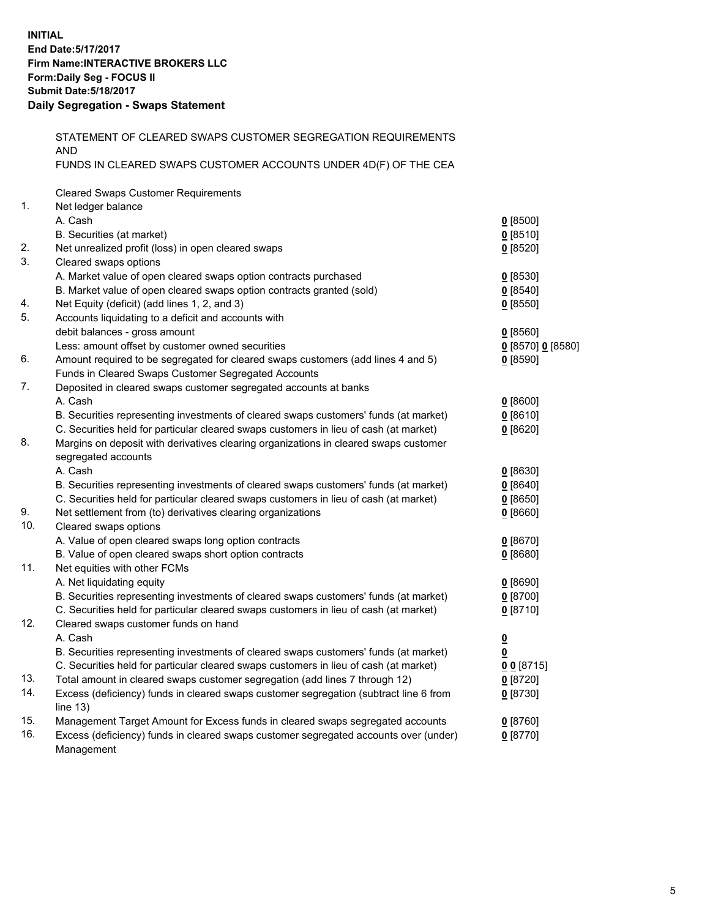**INITIAL**
**End Date:5/17/2017**
**Firm Name:INTERACTIVE BROKERS LLC**
**Form:Daily Seg - FOCUS II**
**Submit Date:5/18/2017**
**Daily Segregation - Swaps Statement**

STATEMENT OF CLEARED SWAPS CUSTOMER SEGREGATION REQUIREMENTS AND FUNDS IN CLEARED SWAPS CUSTOMER ACCOUNTS UNDER 4D(F) OF THE CEA

| | | |
|---|---|---|
| | Cleared Swaps Customer Requirements | |
| 1. | Net ledger balance | |
| | A. Cash | 0 [8500] |
| | B. Securities (at market) | 0 [8510] |
| 2. | Net unrealized profit (loss) in open cleared swaps | 0 [8520] |
| 3. | Cleared swaps options | |
| | A. Market value of open cleared swaps option contracts purchased | 0 [8530] |
| | B. Market value of open cleared swaps option contracts granted (sold) | 0 [8540] |
| 4. | Net Equity (deficit) (add lines 1, 2, and 3) | 0 [8550] |
| 5. | Accounts liquidating to a deficit and accounts with debit balances - gross amount | 0 [8560] |
| | Less: amount offset by customer owned securities | 0 [8570] 0 [8580] |
| 6. | Amount required to be segregated for cleared swaps customers (add lines 4 and 5) | 0 [8590] |
| | Funds in Cleared Swaps Customer Segregated Accounts | |
| 7. | Deposited in cleared swaps customer segregated accounts at banks | |
| | A. Cash | 0 [8600] |
| | B. Securities representing investments of cleared swaps customers' funds (at market) | 0 [8610] |
| | C. Securities held for particular cleared swaps customers in lieu of cash (at market) | 0 [8620] |
| 8. | Margins on deposit with derivatives clearing organizations in cleared swaps customer segregated accounts | |
| | A. Cash | 0 [8630] |
| | B. Securities representing investments of cleared swaps customers' funds (at market) | 0 [8640] |
| | C. Securities held for particular cleared swaps customers in lieu of cash (at market) | 0 [8650] |
| 9. | Net settlement from (to) derivatives clearing organizations | 0 [8660] |
| 10. | Cleared swaps options | |
| | A. Value of open cleared swaps long option contracts | 0 [8670] |
| | B. Value of open cleared swaps short option contracts | 0 [8680] |
| 11. | Net equities with other FCMs | |
| | A. Net liquidating equity | 0 [8690] |
| | B. Securities representing investments of cleared swaps customers' funds (at market) | 0 [8700] |
| | C. Securities held for particular cleared swaps customers in lieu of cash (at market) | 0 [8710] |
| 12. | Cleared swaps customer funds on hand | |
| | A. Cash | 0 |
| | B. Securities representing investments of cleared swaps customers' funds (at market) | 0 |
| | C. Securities held for particular cleared swaps customers in lieu of cash (at market) | 0 0 [8715] |
| 13. | Total amount in cleared swaps customer segregation (add lines 7 through 12) | 0 [8720] |
| 14. | Excess (deficiency) funds in cleared swaps customer segregation (subtract line 6 from line 13) | 0 [8730] |
| 15. | Management Target Amount for Excess funds in cleared swaps segregated accounts | 0 [8760] |
| 16. | Excess (deficiency) funds in cleared swaps customer segregated accounts over (under) Management | 0 [8770] |